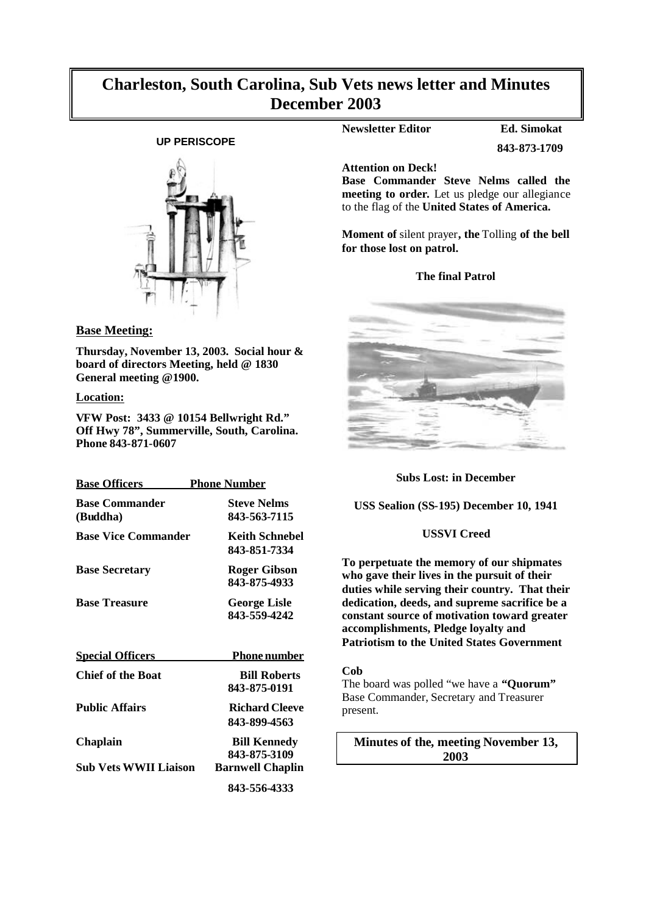# Charleston, South Carolina, Sub Vets news letter and Minutes December 2003

**UP PERISCOPE**

## Base Meeting:

**Thursday, November 13, 2003. Social hour & board of directors Meeting, held @ 1830 General meeting @1900.**

## Location:

**VFW Post: 3433 @ 10154 Bellwright Rd." Off Hwy 78", Summerville, South, Carolina. Phone 843-871-0607**

| Base Officers | Phone Number |
|---|---|
| **Base Commander (Buddha)** | **Steve Nelms 843-563-7115** |
| **Base Vice Commander** | **Keith Schnebel 843-851-7334** |
| **Base Secretary** | **Roger Gibson 843-875-4933** |
| **Base Treasure** | **George Lisle 843-559-4242** |

| Special Officers | Phone number |
|---|---|
| **Chief of the Boat** | **Bill Roberts 843-875-0191** |
| **Public Affairs** | **Richard Cleeve 843-899-4563** |
| **Chaplain** | **Bill Kennedy 843-875-3109** |
| **Sub Vets WWII Liaison** | **Barnwell Chaplin 843-556-4333** |

**Newsletter Editor** **Ed. Simokat 843-873-1709**

**Attention on Deck!**

**Base Commander Steve Nelms called the meeting to order.** Let us pledge our allegiance to the flag of the **United States of America.**

**Moment of** silent prayer**, the** Tolling **of the bell for those lost on patrol.**

**The final Patrol**

**Subs Lost: in December**

**USS Sealion (SS-195) December 10, 1941**

**USSVI Creed**

**To perpetuate the memory of our shipmates who gave their lives in the pursuit of their duties while serving their country. That their dedication, deeds, and supreme sacrifice be a constant source of motivation toward greater accomplishments, Pledge loyalty and Patriotism to the United States Government**

**Cob**

The board was polled "we have a **"Quorum"** Base Commander, Secretary and Treasurer present.

**Minutes of the, meeting November 13, 2003**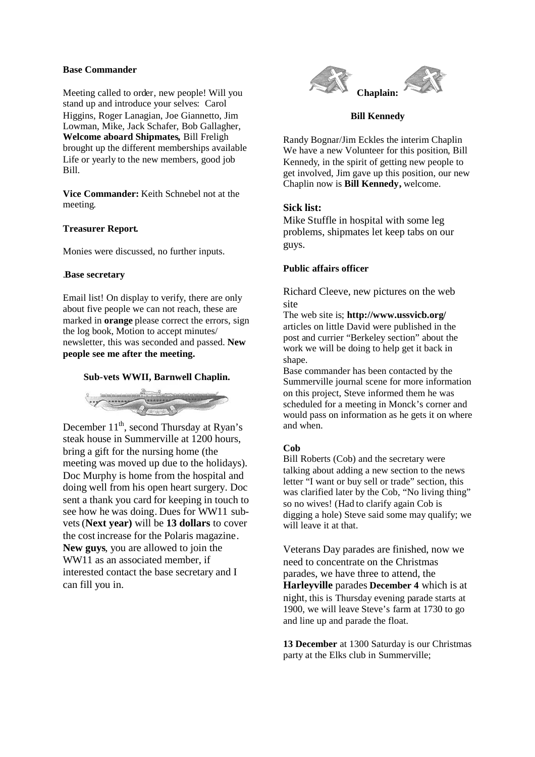**Base Commander**

Meeting called to order, new people! Will you stand up and introduce your selves: Carol Higgins, Roger Lanagian, Joe Giannetto, Jim Lowman, Mike, Jack Schafer, Bob Gallagher, **Welcome aboard Shipmates,** Bill Freligh brought up the different memberships available Life or yearly to the new members, good job Bill.

**Vice Commander:** Keith Schnebel not at the meeting.

**Treasurer Report.**

Monies were discussed, no further inputs.

.**Base secretary**

Email list! On display to verify, there are only about five people we can not reach, these are marked in **orange** please correct the errors, sign the log book, Motion to accept minutes/ newsletter, this was seconded and passed. **New people see me after the meeting.**

**Sub-vets WWII, Barnwell Chaplin.**

December 11th, second Thursday at Ryan's steak house in Summerville at 1200 hours, bring a gift for the nursing home (the meeting was moved up due to the holidays). Doc Murphy is home from the hospital and doing well from his open heart surgery. Doc sent a thank you card for keeping in touch to see how he was doing. Dues for WW11 sub-vets (**Next year)** will be **13 dollars** to cover the cost increase for the Polaris magazine. **New guys**, you are allowed to join the WW11 as an associated member, if interested contact the base secretary and I can fill you in.

**Chaplain:**

**Bill Kennedy**

Randy Bognar/Jim Eckles the interim Chaplin We have a new Volunteer for this position, Bill Kennedy, in the spirit of getting new people to get involved, Jim gave up this position, our new Chaplin now is **Bill Kennedy,** welcome.

**Sick list:**

Mike Stuffle in hospital with some leg problems, shipmates let keep tabs on our guys.

**Public affairs officer**

Richard Cleeve, new pictures on the web site

The web site is; **http://www.ussvicb.org/** articles on little David were published in the post and currier "Berkeley section" about the work we will be doing to help get it back in shape.

Base commander has been contacted by the Summerville journal scene for more information on this project, Steve informed them he was scheduled for a meeting in Monck's corner and would pass on information as he gets it on where and when.

**Cob**

Bill Roberts (Cob) and the secretary were talking about adding a new section to the news letter "I want or buy sell or trade" section, this was clarified later by the Cob, "No living thing" so no wives! (Had to clarify again Cob is digging a hole) Steve said some may qualify; we will leave it at that.

Veterans Day parades are finished, now we need to concentrate on the Christmas parades, we have three to attend, the **Harleyville** parades **December 4** which is at night, this is Thursday evening parade starts at 1900, we will leave Steve's farm at 1730 to go and line up and parade the float.

**13 December** at 1300 Saturday is our Christmas party at the Elks club in Summerville;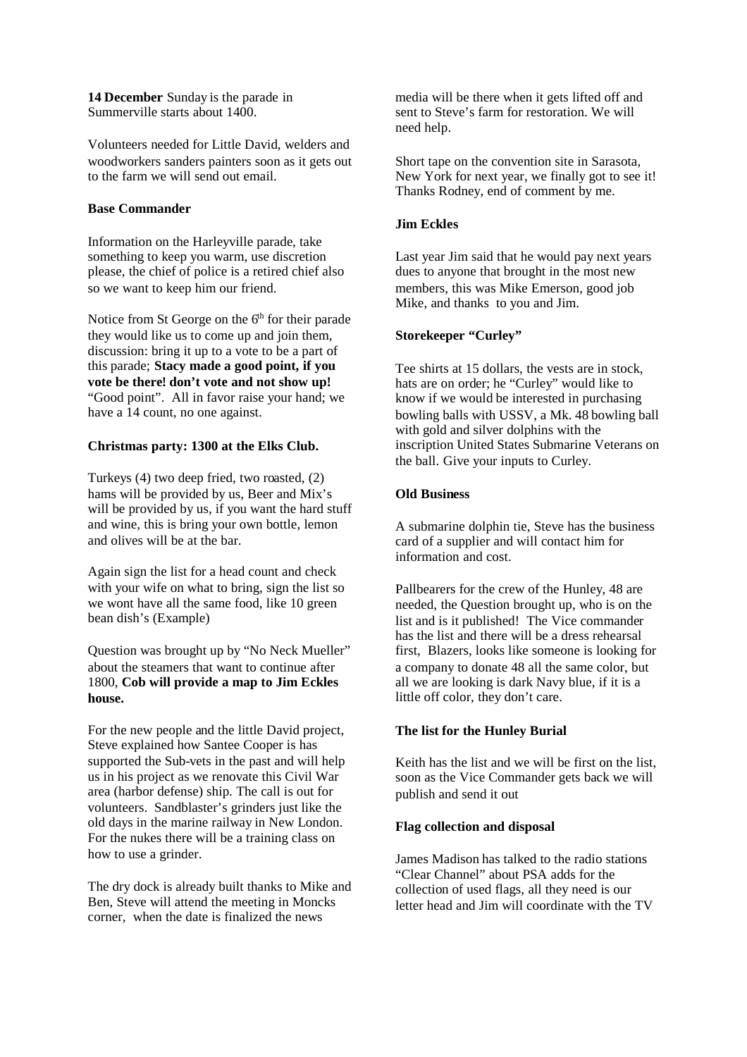**14 December** Sunday is the parade in Summerville starts about 1400.

Volunteers needed for Little David, welders and woodworkers sanders painters soon as it gets out to the farm we will send out email.

**Base Commander**

Information on the Harleyville parade, take something to keep you warm, use discretion please, the chief of police is a retired chief also so we want to keep him our friend.

Notice from St George on the 6th for their parade they would like us to come up and join them, discussion: bring it up to a vote to be a part of this parade; **Stacy made a good point, if you vote be there! don't vote and not show up!** "Good point". All in favor raise your hand; we have a 14 count, no one against.

**Christmas party: 1300 at the Elks Club.**

Turkeys (4) two deep fried, two roasted, (2) hams will be provided by us, Beer and Mix's will be provided by us, if you want the hard stuff and wine, this is bring your own bottle, lemon and olives will be at the bar.

Again sign the list for a head count and check with your wife on what to bring, sign the list so we wont have all the same food, like 10 green bean dish's (Example)

Question was brought up by "No Neck Mueller" about the steamers that want to continue after 1800, **Cob will provide a map to Jim Eckles house.**

For the new people and the little David project, Steve explained how Santee Cooper is has supported the Sub-vets in the past and will help us in his project as we renovate this Civil War area (harbor defense) ship. The call is out for volunteers. Sandblaster's grinders just like the old days in the marine railway in New London. For the nukes there will be a training class on how to use a grinder.

The dry dock is already built thanks to Mike and Ben, Steve will attend the meeting in Moncks corner, when the date is finalized the news media will be there when it gets lifted off and sent to Steve's farm for restoration. We will need help.

Short tape on the convention site in Sarasota, New York for next year, we finally got to see it! Thanks Rodney, end of comment by me.

**Jim Eckles**

Last year Jim said that he would pay next years dues to anyone that brought in the most new members, this was Mike Emerson, good job Mike, and thanks to you and Jim.

**Storekeeper "Curley"**

Tee shirts at 15 dollars, the vests are in stock, hats are on order; he "Curley" would like to know if we would be interested in purchasing bowling balls with USSV, a Mk. 48 bowling ball with gold and silver dolphins with the inscription United States Submarine Veterans on the ball. Give your inputs to Curley.

**Old Business**

A submarine dolphin tie, Steve has the business card of a supplier and will contact him for information and cost.

Pallbearers for the crew of the Hunley, 48 are needed, the Question brought up, who is on the list and is it published! The Vice commander has the list and there will be a dress rehearsal first, Blazers, looks like someone is looking for a company to donate 48 all the same color, but all we are looking is dark Navy blue, if it is a little off color, they don't care.

**The list for the Hunley Burial**

Keith has the list and we will be first on the list, soon as the Vice Commander gets back we will publish and send it out

**Flag collection and disposal**

James Madison has talked to the radio stations "Clear Channel" about PSA adds for the collection of used flags, all they need is our letter head and Jim will coordinate with the TV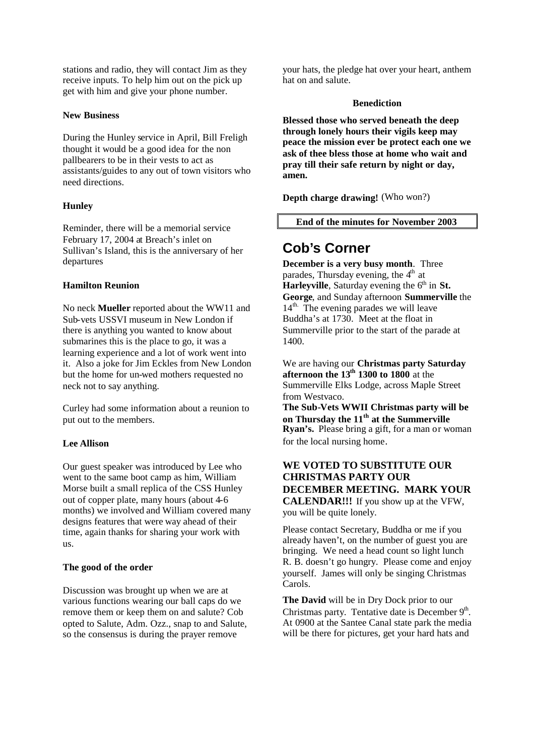stations and radio, they will contact Jim as they receive inputs. To help him out on the pick up get with him and give your phone number.

**New Business**

During the Hunley service in April, Bill Freligh thought it would be a good idea for the non pallbearers to be in their vests to act as assistants/guides to any out of town visitors who need directions.

**Hunley**

Reminder, there will be a memorial service February 17, 2004 at Breach's inlet on Sullivan's Island, this is the anniversary of her departures

**Hamilton Reunion**

No neck **Mueller** reported about the WW11 and Sub-vets USSVI museum in New London if there is anything you wanted to know about submarines this is the place to go, it was a learning experience and a lot of work went into it. Also a joke for Jim Eckles from New London but the home for un-wed mothers requested no neck not to say anything.

Curley had some information about a reunion to put out to the members.

**Lee Allison**

Our guest speaker was introduced by Lee who went to the same boot camp as him, William Morse built a small replica of the CSS Hunley out of copper plate, many hours (about 4-6 months) we involved and William covered many designs features that were way ahead of their time, again thanks for sharing your work with us.

**The good of the order**

Discussion was brought up when we are at various functions wearing our ball caps do we remove them or keep them on and salute? Cob opted to Salute, Adm. Ozz., snap to and Salute, so the consensus is during the prayer remove your hats, the pledge hat over your heart, anthem hat on and salute.

**Benediction**

**Blessed those who served beneath the deep through lonely hours their vigils keep may peace the mission ever be protect each one we ask of thee bless those at home who wait and pray till their safe return by night or day, amen.**

**Depth charge drawing!** (Who won?)

**End of the minutes for November 2003**

## Cob's Corner

**December is a very busy month**. Three parades, Thursday evening, the 4th at **Harleyville**, Saturday evening the 6th in **St. George**, and Sunday afternoon **Summerville** the 14th. The evening parades we will leave Buddha's at 1730. Meet at the float in Summerville prior to the start of the parade at 1400.

We are having our **Christmas party Saturday afternoon the 13th 1300 to 1800** at the Summerville Elks Lodge, across Maple Street from Westvaco.

**The Sub-Vets WWII Christmas party will be on Thursday the 11th at the Summerville Ryan's.** Please bring a gift, for a man or woman for the local nursing home.

**WE VOTED TO SUBSTITUTE OUR CHRISTMAS PARTY OUR DECEMBER MEETING. MARK YOUR CALENDAR!!!** If you show up at the VFW, you will be quite lonely.

Please contact Secretary, Buddha or me if you already haven't, on the number of guest you are bringing. We need a head count so light lunch R. B. doesn't go hungry. Please come and enjoy yourself. James will only be singing Christmas Carols.

**The David** will be in Dry Dock prior to our Christmas party. Tentative date is December 9th. At 0900 at the Santee Canal state park the media will be there for pictures, get your hard hats and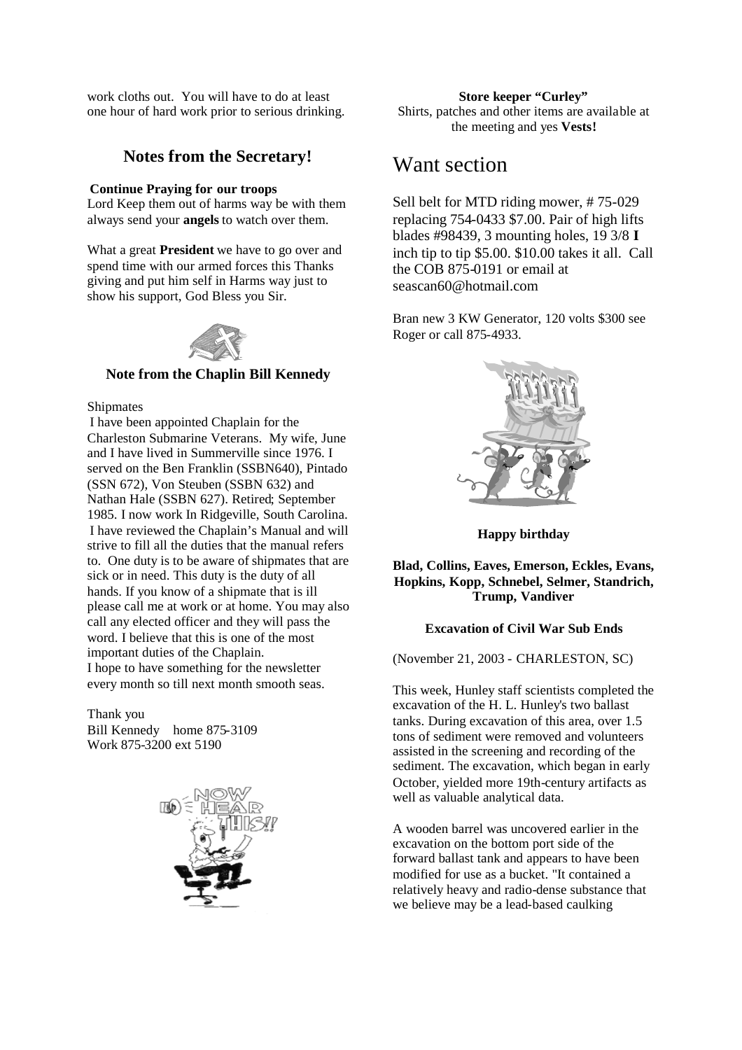work cloths out. You will have to do at least one hour of hard work prior to serious drinking.

## Notes from the Secretary!

**Continue Praying for our troops**

Lord Keep them out of harms way be with them always send your **angels** to watch over them.

What a great **President** we have to go over and spend time with our armed forces this Thanks giving and put him self in Harms way just to show his support, God Bless you Sir.

**Note from the Chaplin Bill Kennedy**

Shipmates

I have been appointed Chaplain for the Charleston Submarine Veterans. My wife, June and I have lived in Summerville since 1976. I served on the Ben Franklin (SSBN640), Pintado (SSN 672), Von Steuben (SSBN 632) and Nathan Hale (SSBN 627). Retired; September 1985. I now work In Ridgeville, South Carolina. I have reviewed the Chaplain's Manual and will strive to fill all the duties that the manual refers to. One duty is to be aware of shipmates that are sick or in need. This duty is the duty of all hands. If you know of a shipmate that is ill please call me at work or at home. You may also call any elected officer and they will pass the word. I believe that this is one of the most important duties of the Chaplain.

I hope to have something for the newsletter every month so till next month smooth seas.

Thank you

Bill Kennedy home 875-3109

Work 875-3200 ext 5190

**Store keeper "Curley"**

Shirts, patches and other items are available at the meeting and yes **Vests!**

# Want section

Sell belt for MTD riding mower, # 75-029 replacing 754-0433 $7.00. Pair of high lifts blades #98439, 3 mounting holes, 19 3/8 **I** inch tip to tip $5.00. $10.00 takes it all. Call the COB 875-0191 or email at seascan60@hotmail.com

Bran new 3 KW Generator, 120 volts $300 see Roger or call 875-4933.

**Happy birthday**

**Blad, Collins, Eaves, Emerson, Eckles, Evans, Hopkins, Kopp, Schnebel, Selmer, Standrich, Trump, Vandiver**

**Excavation of Civil War Sub Ends**

(November 21, 2003 - CHARLESTON, SC)

This week, Hunley staff scientists completed the excavation of the H. L. Hunley's two ballast tanks. During excavation of this area, over 1.5 tons of sediment were removed and volunteers assisted in the screening and recording of the sediment. The excavation, which began in early October, yielded more 19th-century artifacts as well as valuable analytical data.

A wooden barrel was uncovered earlier in the excavation on the bottom port side of the forward ballast tank and appears to have been modified for use as a bucket. "It contained a relatively heavy and radio-dense substance that we believe may be a lead-based caulking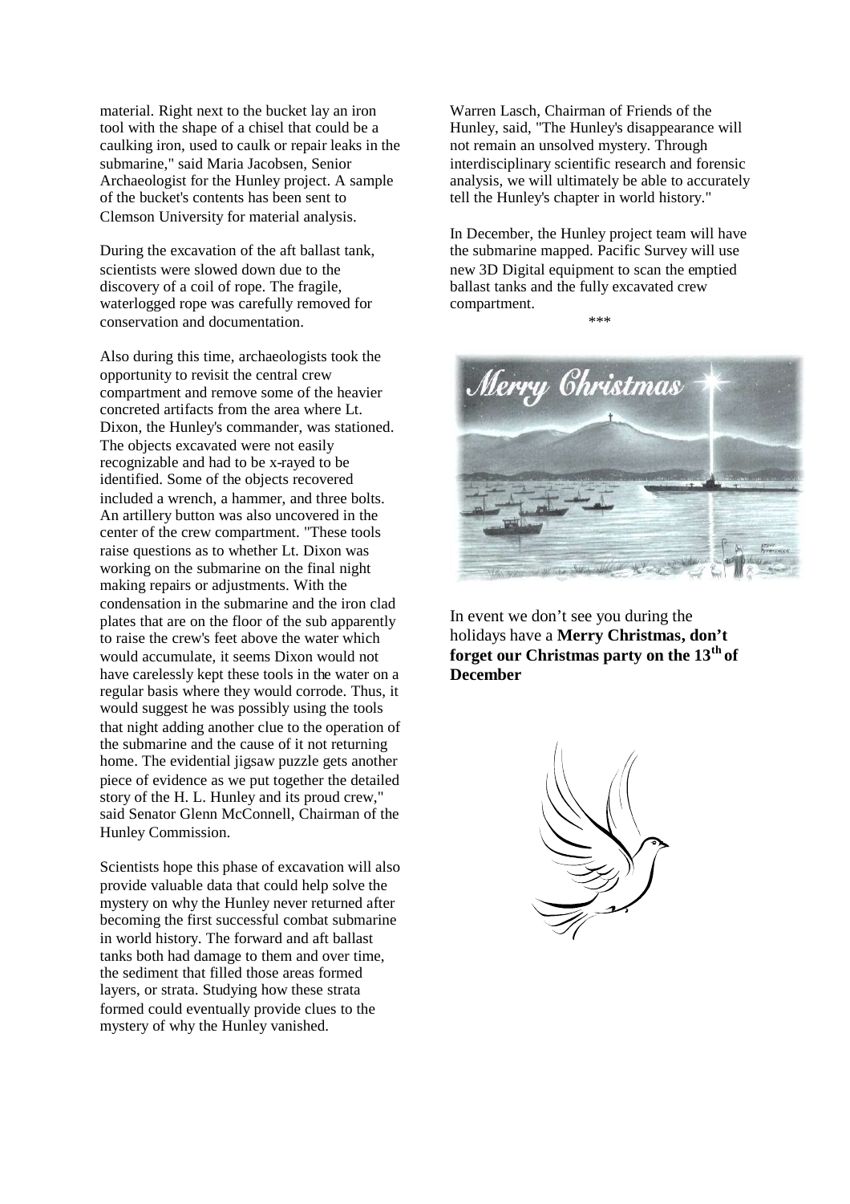material. Right next to the bucket lay an iron tool with the shape of a chisel that could be a caulking iron, used to caulk or repair leaks in the submarine," said Maria Jacobsen, Senior Archaeologist for the Hunley project. A sample of the bucket's contents has been sent to Clemson University for material analysis.

During the excavation of the aft ballast tank, scientists were slowed down due to the discovery of a coil of rope. The fragile, waterlogged rope was carefully removed for conservation and documentation.

Also during this time, archaeologists took the opportunity to revisit the central crew compartment and remove some of the heavier concreted artifacts from the area where Lt. Dixon, the Hunley's commander, was stationed. The objects excavated were not easily recognizable and had to be x-rayed to be identified. Some of the objects recovered included a wrench, a hammer, and three bolts. An artillery button was also uncovered in the center of the crew compartment. "These tools raise questions as to whether Lt. Dixon was working on the submarine on the final night making repairs or adjustments. With the condensation in the submarine and the iron clad plates that are on the floor of the sub apparently to raise the crew's feet above the water which would accumulate, it seems Dixon would not have carelessly kept these tools in the water on a regular basis where they would corrode. Thus, it would suggest he was possibly using the tools that night adding another clue to the operation of the submarine and the cause of it not returning home. The evidential jigsaw puzzle gets another piece of evidence as we put together the detailed story of the H. L. Hunley and its proud crew," said Senator Glenn McConnell, Chairman of the Hunley Commission.

Scientists hope this phase of excavation will also provide valuable data that could help solve the mystery on why the Hunley never returned after becoming the first successful combat submarine in world history. The forward and aft ballast tanks both had damage to them and over time, the sediment that filled those areas formed layers, or strata. Studying how these strata formed could eventually provide clues to the mystery of why the Hunley vanished.

Warren Lasch, Chairman of Friends of the Hunley, said, "The Hunley's disappearance will not remain an unsolved mystery. Through interdisciplinary scientific research and forensic analysis, we will ultimately be able to accurately tell the Hunley's chapter in world history."

In December, the Hunley project team will have the submarine mapped. Pacific Survey will use new 3D Digital equipment to scan the emptied ballast tanks and the fully excavated crew compartment.

\*\*\*

In event we don't see you during the holidays have a **Merry Christmas, don't forget our Christmas party on the 13th of December**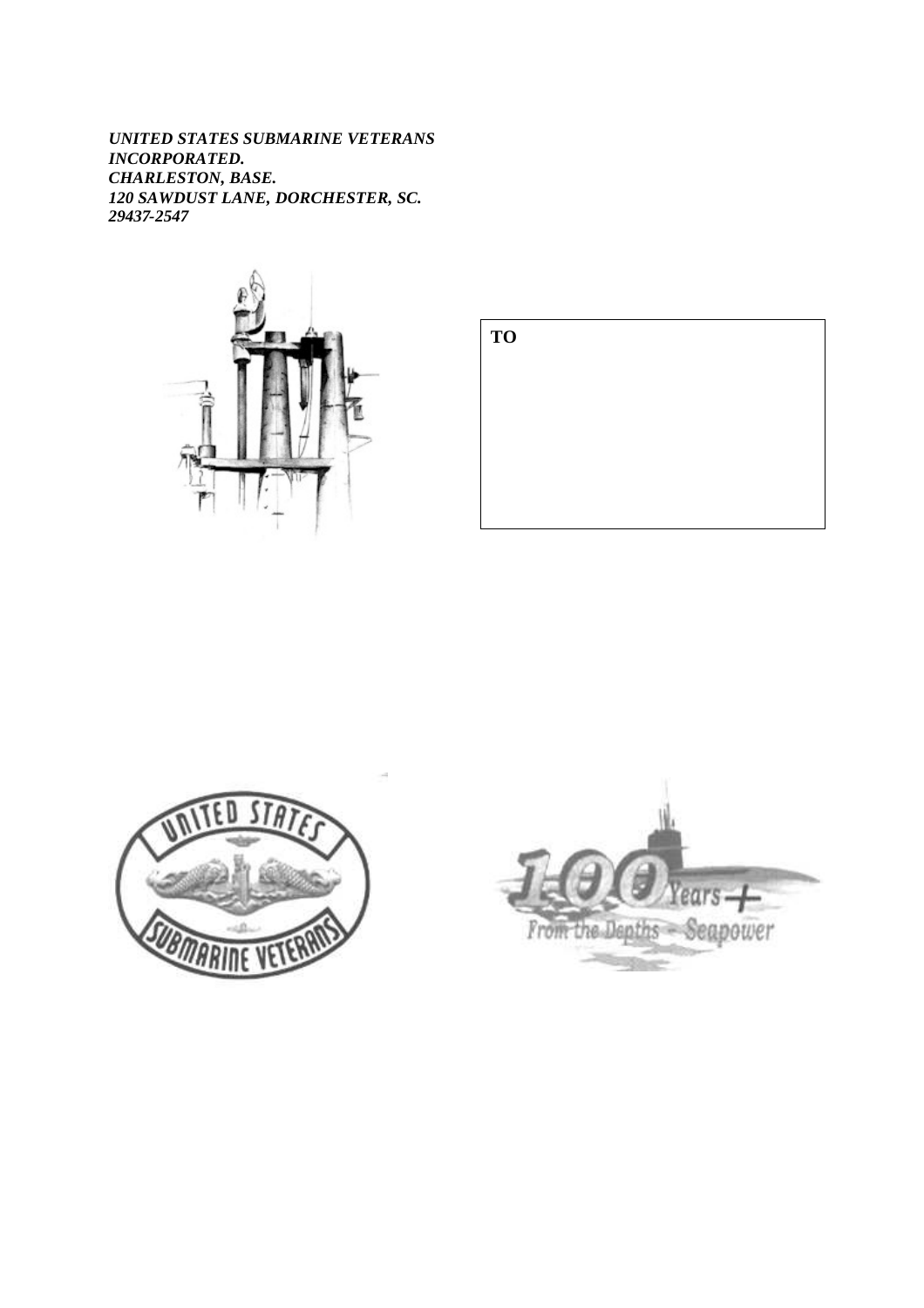*UNITED STATES SUBMARINE VETERANS INCORPORATED.*
*CHARLESTON, BASE.*
*120 SAWDUST LANE, DORCHESTER, SC.*
*29437-2547*

**TO**